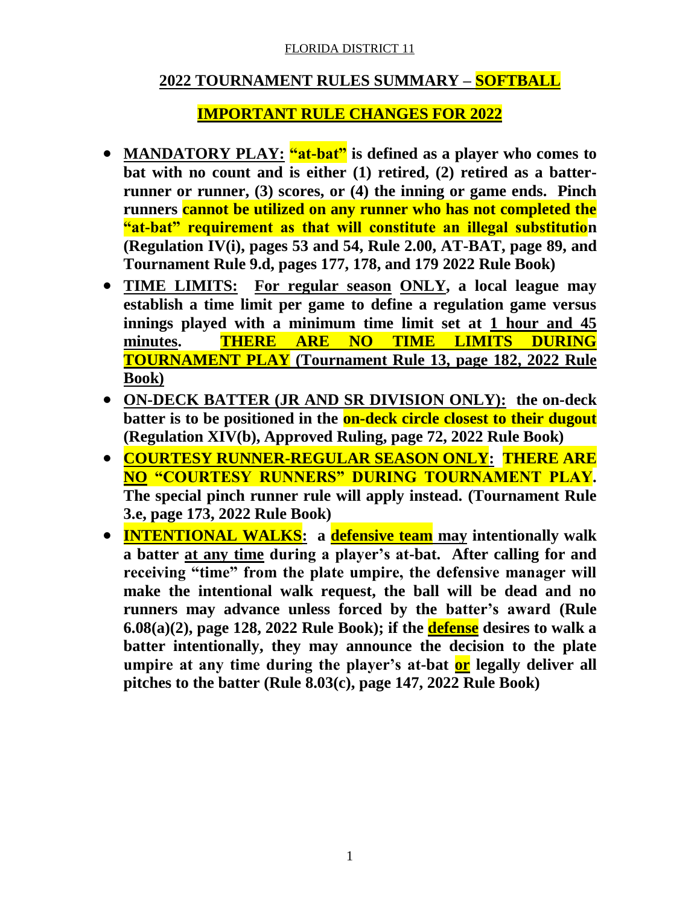FLORIDA DISTRICT 11

## 2022 TOURNAMENT RULES SUMMARY – SOFTBALL

## IMPORTANT RULE CHANGES FOR 2022

- **MANDATORY PLAY: "at-bat" is defined as a player who comes to bat with no count and is either (1) retired, (2) retired as a batter-runner or runner, (3) scores, or (4) the inning or game ends. Pinch runners cannot be utilized on any runner who has not completed the "at-bat" requirement as that will constitute an illegal substitution (Regulation IV(i), pages 53 and 54, Rule 2.00, AT-BAT, page 89, and Tournament Rule 9.d, pages 177, 178, and 179 2022 Rule Book)**
- **TIME LIMITS: For regular season ONLY, a local league may establish a time limit per game to define a regulation game versus innings played with a minimum time limit set at 1 hour and 45 minutes. THERE ARE NO TIME LIMITS DURING TOURNAMENT PLAY (Tournament Rule 13, page 182, 2022 Rule Book)**
- **ON-DECK BATTER (JR AND SR DIVISION ONLY): the on-deck batter is to be positioned in the on-deck circle closest to their dugout (Regulation XIV(b), Approved Ruling, page 72, 2022 Rule Book)**
- **COURTESY RUNNER-REGULAR SEASON ONLY: THERE ARE NO "COURTESY RUNNERS" DURING TOURNAMENT PLAY. The special pinch runner rule will apply instead. (Tournament Rule 3.e, page 173, 2022 Rule Book)**
- **INTENTIONAL WALKS: a defensive team may intentionally walk a batter at any time during a player's at-bat. After calling for and receiving "time" from the plate umpire, the defensive manager will make the intentional walk request, the ball will be dead and no runners may advance unless forced by the batter's award (Rule 6.08(a)(2), page 128, 2022 Rule Book); if the defense desires to walk a batter intentionally, they may announce the decision to the plate umpire at any time during the player's at-bat or legally deliver all pitches to the batter (Rule 8.03(c), page 147, 2022 Rule Book)**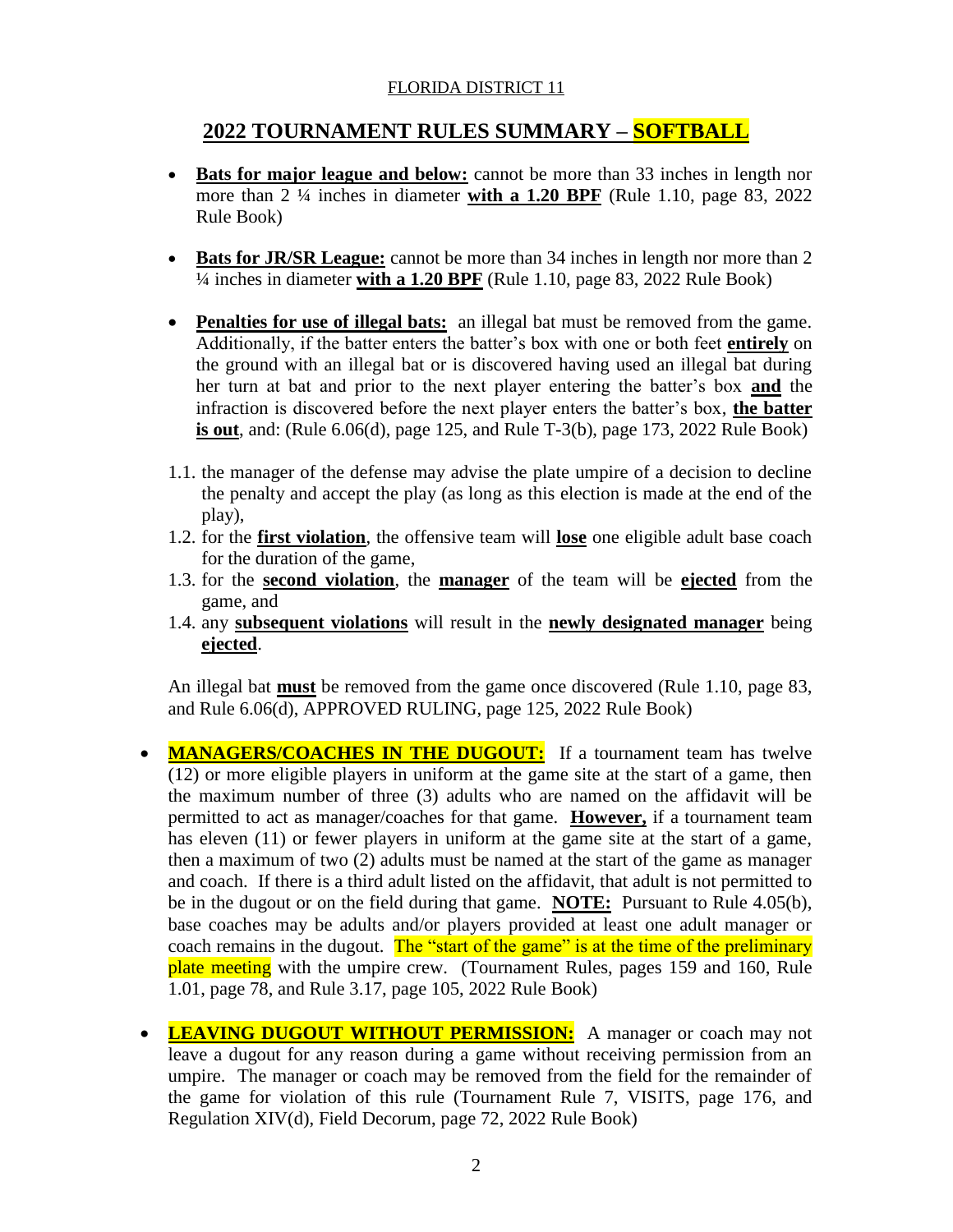FLORIDA DISTRICT 11

## 2022 TOURNAMENT RULES SUMMARY – SOFTBALL

- **Bats for major league and below:** cannot be more than 33 inches in length nor more than 2 ¼ inches in diameter **with a 1.20 BPF** (Rule 1.10, page 83, 2022 Rule Book)

- **Bats for JR/SR League:** cannot be more than 34 inches in length nor more than 2 ¼ inches in diameter **with a 1.20 BPF** (Rule 1.10, page 83, 2022 Rule Book)

- **Penalties for use of illegal bats:** an illegal bat must be removed from the game. Additionally, if the batter enters the batter's box with one or both feet **entirely** on the ground with an illegal bat or is discovered having used an illegal bat during her turn at bat and prior to the next player entering the batter's box **and** the infraction is discovered before the next player enters the batter's box, **the batter is out**, and: (Rule 6.06(d), page 125, and Rule T-3(b), page 173, 2022 Rule Book)

  1.1. the manager of the defense may advise the plate umpire of a decision to decline the penalty and accept the play (as long as this election is made at the end of the play),

  1.2. for the **first violation**, the offensive team will **lose** one eligible adult base coach for the duration of the game,

  1.3. for the **second violation**, the **manager** of the team will be **ejected** from the game, and

  1.4. any **subsequent violations** will result in the **newly designated manager** being **ejected**.

  An illegal bat **must** be removed from the game once discovered (Rule 1.10, page 83, and Rule 6.06(d), APPROVED RULING, page 125, 2022 Rule Book)

- **MANAGERS/COACHES IN THE DUGOUT:** If a tournament team has twelve (12) or more eligible players in uniform at the game site at the start of a game, then the maximum number of three (3) adults who are named on the affidavit will be permitted to act as manager/coaches for that game. **However,** if a tournament team has eleven (11) or fewer players in uniform at the game site at the start of a game, then a maximum of two (2) adults must be named at the start of the game as manager and coach. If there is a third adult listed on the affidavit, that adult is not permitted to be in the dugout or on the field during that game. **NOTE:** Pursuant to Rule 4.05(b), base coaches may be adults and/or players provided at least one adult manager or coach remains in the dugout. The "start of the game" is at the time of the preliminary plate meeting with the umpire crew. (Tournament Rules, pages 159 and 160, Rule 1.01, page 78, and Rule 3.17, page 105, 2022 Rule Book)

- **LEAVING DUGOUT WITHOUT PERMISSION:** A manager or coach may not leave a dugout for any reason during a game without receiving permission from an umpire. The manager or coach may be removed from the field for the remainder of the game for violation of this rule (Tournament Rule 7, VISITS, page 176, and Regulation XIV(d), Field Decorum, page 72, 2022 Rule Book)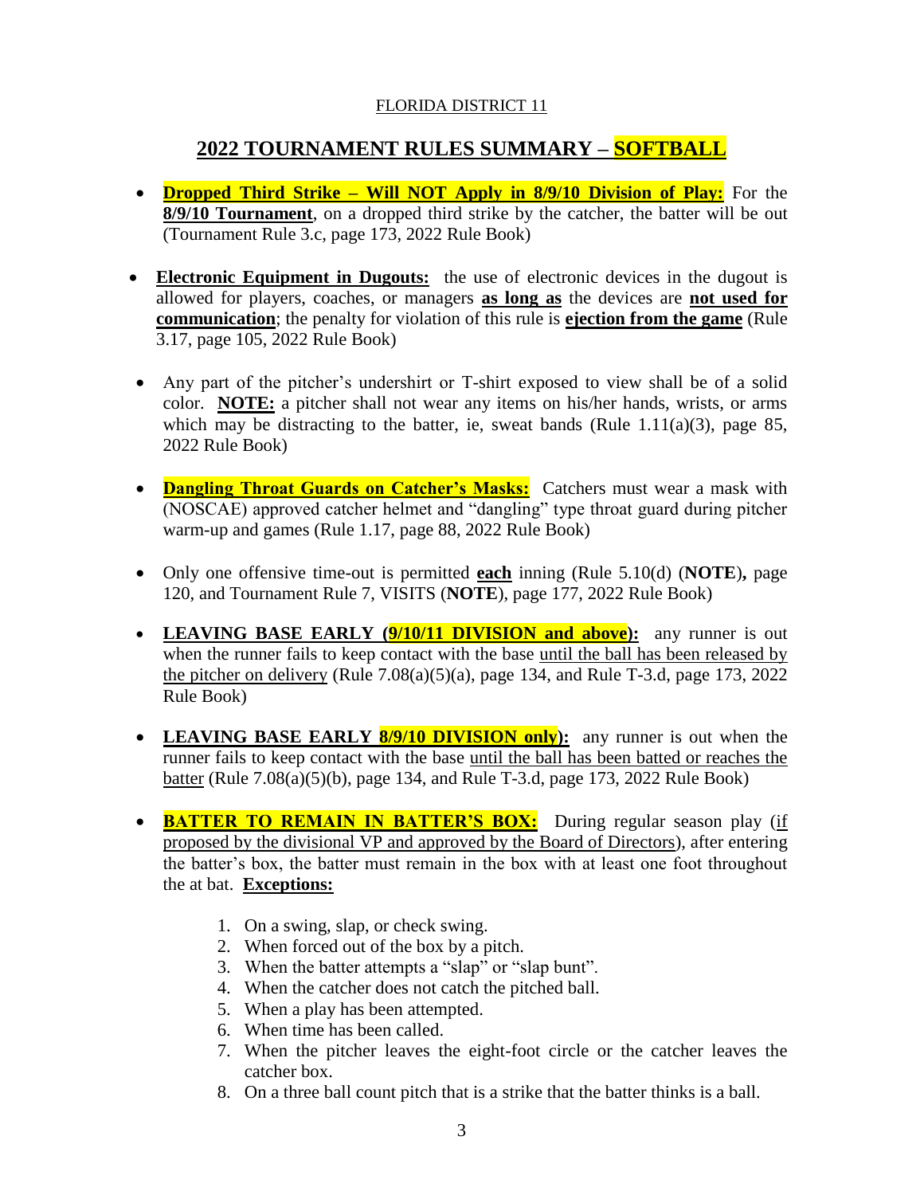FLORIDA DISTRICT 11

## 2022 TOURNAMENT RULES SUMMARY – SOFTBALL

- **Dropped Third Strike – Will NOT Apply in 8/9/10 Division of Play:** For the **8/9/10 Tournament**, on a dropped third strike by the catcher, the batter will be out (Tournament Rule 3.c, page 173, 2022 Rule Book)

- **Electronic Equipment in Dugouts:** the use of electronic devices in the dugout is allowed for players, coaches, or managers **as long as** the devices are **not used for communication**; the penalty for violation of this rule is **ejection from the game** (Rule 3.17, page 105, 2022 Rule Book)

- Any part of the pitcher's undershirt or T-shirt exposed to view shall be of a solid color. **NOTE:** a pitcher shall not wear any items on his/her hands, wrists, or arms which may be distracting to the batter, ie, sweat bands (Rule 1.11(a)(3), page 85, 2022 Rule Book)

- **Dangling Throat Guards on Catcher's Masks:** Catchers must wear a mask with (NOSCAE) approved catcher helmet and "dangling" type throat guard during pitcher warm-up and games (Rule 1.17, page 88, 2022 Rule Book)

- Only one offensive time-out is permitted **each** inning (Rule 5.10(d) (**NOTE**), page 120, and Tournament Rule 7, VISITS (**NOTE**), page 177, 2022 Rule Book)

- **LEAVING BASE EARLY (9/10/11 DIVISION and above):** any runner is out when the runner fails to keep contact with the base until the ball has been released by the pitcher on delivery (Rule 7.08(a)(5)(a), page 134, and Rule T-3.d, page 173, 2022 Rule Book)

- **LEAVING BASE EARLY 8/9/10 DIVISION only):** any runner is out when the runner fails to keep contact with the base until the ball has been batted or reaches the batter (Rule 7.08(a)(5)(b), page 134, and Rule T-3.d, page 173, 2022 Rule Book)

- **BATTER TO REMAIN IN BATTER'S BOX:** During regular season play (if proposed by the divisional VP and approved by the Board of Directors), after entering the batter's box, the batter must remain in the box with at least one foot throughout the at bat. **Exceptions:**

  1. On a swing, slap, or check swing.
  2. When forced out of the box by a pitch.
  3. When the batter attempts a "slap" or "slap bunt".
  4. When the catcher does not catch the pitched ball.
  5. When a play has been attempted.
  6. When time has been called.
  7. When the pitcher leaves the eight-foot circle or the catcher leaves the catcher box.
  8. On a three ball count pitch that is a strike that the batter thinks is a ball.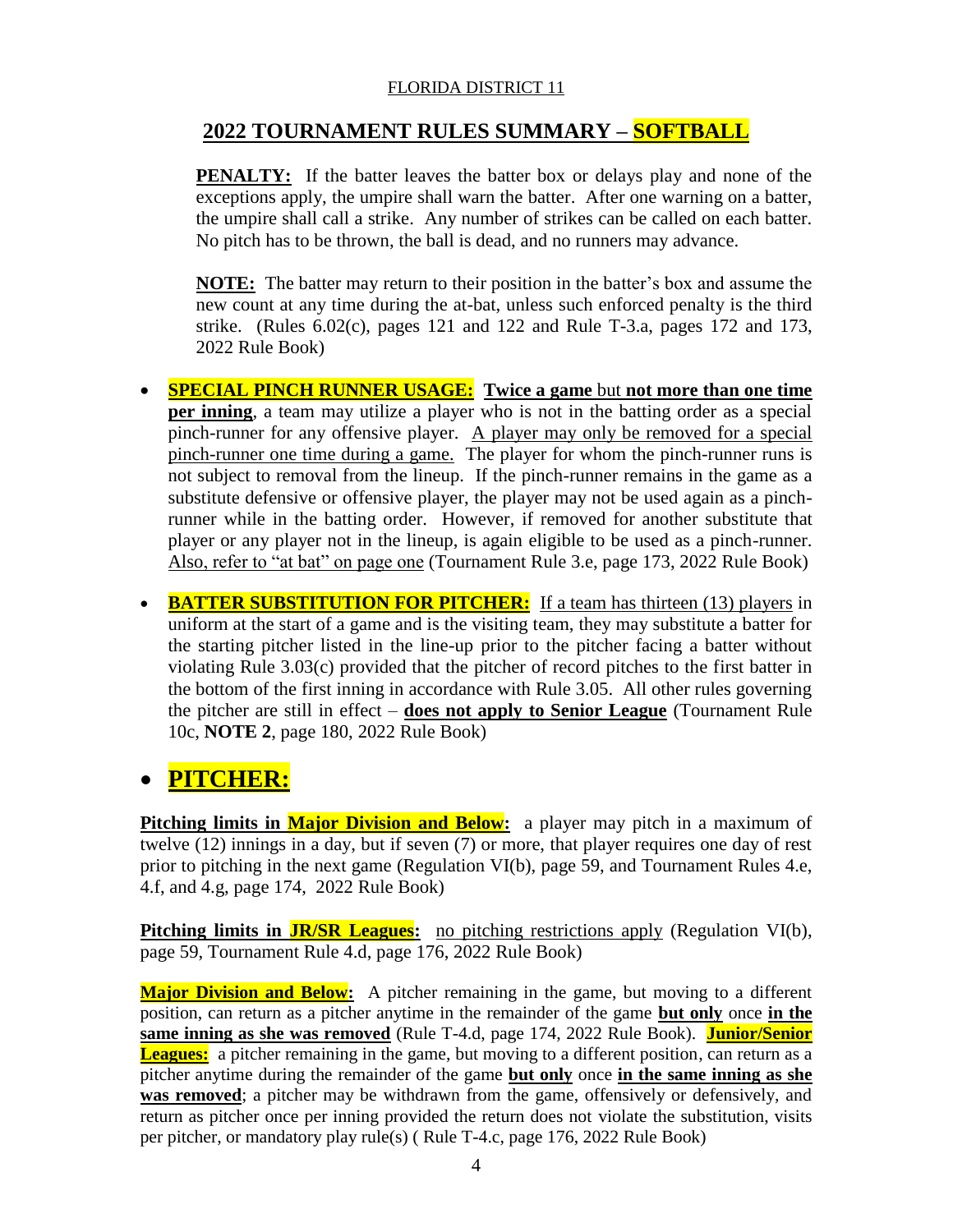FLORIDA DISTRICT 11

## 2022 TOURNAMENT RULES SUMMARY – SOFTBALL

**PENALTY:** If the batter leaves the batter box or delays play and none of the exceptions apply, the umpire shall warn the batter. After one warning on a batter, the umpire shall call a strike. Any number of strikes can be called on each batter. No pitch has to be thrown, the ball is dead, and no runners may advance.

**NOTE:** The batter may return to their position in the batter's box and assume the new count at any time during the at-bat, unless such enforced penalty is the third strike. (Rules 6.02(c), pages 121 and 122 and Rule T-3.a, pages 172 and 173, 2022 Rule Book)

- **SPECIAL PINCH RUNNER USAGE:** **Twice a game** but **not more than one time per inning**, a team may utilize a player who is not in the batting order as a special pinch-runner for any offensive player. A player may only be removed for a special pinch-runner one time during a game. The player for whom the pinch-runner runs is not subject to removal from the lineup. If the pinch-runner remains in the game as a substitute defensive or offensive player, the player may not be used again as a pinch-runner while in the batting order. However, if removed for another substitute that player or any player not in the lineup, is again eligible to be used as a pinch-runner. Also, refer to "at bat" on page one (Tournament Rule 3.e, page 173, 2022 Rule Book)

- **BATTER SUBSTITUTION FOR PITCHER:** If a team has thirteen (13) players in uniform at the start of a game and is the visiting team, they may substitute a batter for the starting pitcher listed in the line-up prior to the pitcher facing a batter without violating Rule 3.03(c) provided that the pitcher of record pitches to the first batter in the bottom of the first inning in accordance with Rule 3.05. All other rules governing the pitcher are still in effect – **does not apply to Senior League** (Tournament Rule 10c, **NOTE 2**, page 180, 2022 Rule Book)

- ## PITCHER:

**Pitching limits in Major Division and Below:** a player may pitch in a maximum of twelve (12) innings in a day, but if seven (7) or more, that player requires one day of rest prior to pitching in the next game (Regulation VI(b), page 59, and Tournament Rules 4.e, 4.f, and 4.g, page 174, 2022 Rule Book)

**Pitching limits in JR/SR Leagues:** no pitching restrictions apply (Regulation VI(b), page 59, Tournament Rule 4.d, page 176, 2022 Rule Book)

**Major Division and Below:** A pitcher remaining in the game, but moving to a different position, can return as a pitcher anytime in the remainder of the game **but only** once **in the same inning as she was removed** (Rule T-4.d, page 174, 2022 Rule Book). **Junior/Senior Leagues:** a pitcher remaining in the game, but moving to a different position, can return as a pitcher anytime during the remainder of the game **but only** once **in the same inning as she was removed**; a pitcher may be withdrawn from the game, offensively or defensively, and return as pitcher once per inning provided the return does not violate the substitution, visits per pitcher, or mandatory play rule(s) ( Rule T-4.c, page 176, 2022 Rule Book)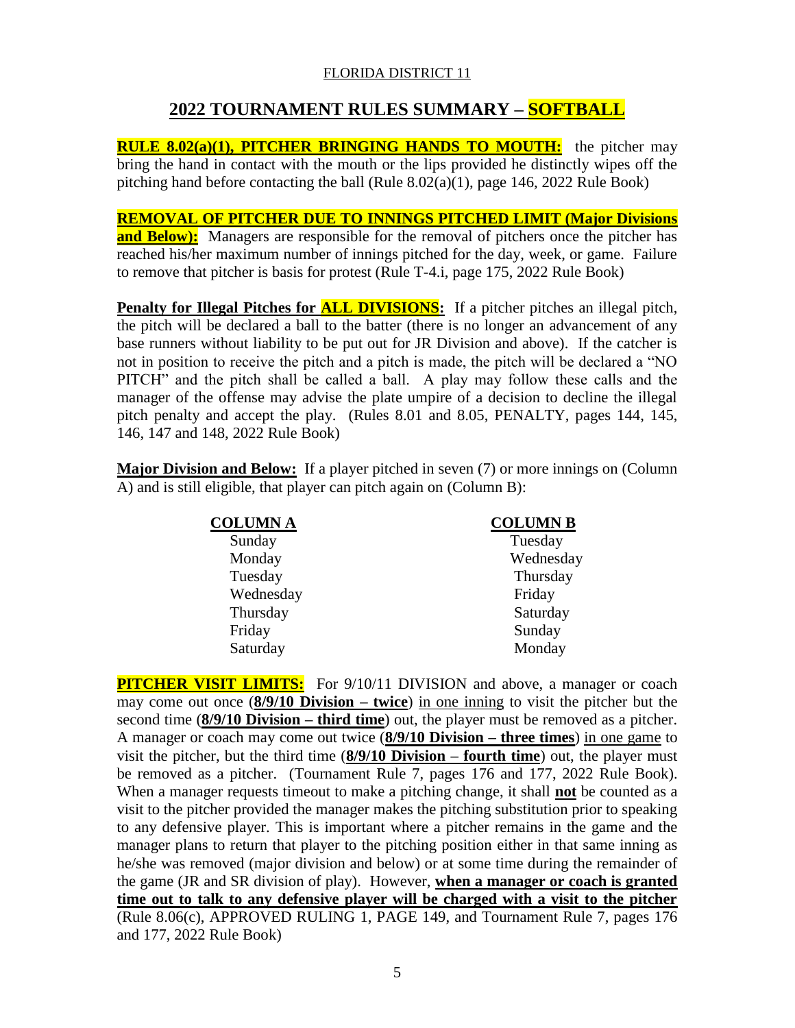FLORIDA DISTRICT 11

## 2022 TOURNAMENT RULES SUMMARY – SOFTBALL

**RULE 8.02(a)(1), PITCHER BRINGING HANDS TO MOUTH:** the pitcher may bring the hand in contact with the mouth or the lips provided he distinctly wipes off the pitching hand before contacting the ball (Rule 8.02(a)(1), page 146, 2022 Rule Book)

**REMOVAL OF PITCHER DUE TO INNINGS PITCHED LIMIT (Major Divisions and Below):** Managers are responsible for the removal of pitchers once the pitcher has reached his/her maximum number of innings pitched for the day, week, or game. Failure to remove that pitcher is basis for protest (Rule T-4.i, page 175, 2022 Rule Book)

**Penalty for Illegal Pitches for ALL DIVISIONS:** If a pitcher pitches an illegal pitch, the pitch will be declared a ball to the batter (there is no longer an advancement of any base runners without liability to be put out for JR Division and above). If the catcher is not in position to receive the pitch and a pitch is made, the pitch will be declared a "NO PITCH" and the pitch shall be called a ball. A play may follow these calls and the manager of the offense may advise the plate umpire of a decision to decline the illegal pitch penalty and accept the play. (Rules 8.01 and 8.05, PENALTY, pages 144, 145, 146, 147 and 148, 2022 Rule Book)

**Major Division and Below:** If a player pitched in seven (7) or more innings on (Column A) and is still eligible, that player can pitch again on (Column B):

| COLUMN A | COLUMN B |
|---|---|
| Sunday | Tuesday |
| Monday | Wednesday |
| Tuesday | Thursday |
| Wednesday | Friday |
| Thursday | Saturday |
| Friday | Sunday |
| Saturday | Monday |

**PITCHER VISIT LIMITS:** For 9/10/11 DIVISION and above, a manager or coach may come out once (**8/9/10 Division – twice**) in one inning to visit the pitcher but the second time (**8/9/10 Division – third time**) out, the player must be removed as a pitcher. A manager or coach may come out twice (**8/9/10 Division – three times**) in one game to visit the pitcher, but the third time (**8/9/10 Division – fourth time**) out, the player must be removed as a pitcher. (Tournament Rule 7, pages 176 and 177, 2022 Rule Book). When a manager requests timeout to make a pitching change, it shall **not** be counted as a visit to the pitcher provided the manager makes the pitching substitution prior to speaking to any defensive player. This is important where a pitcher remains in the game and the manager plans to return that player to the pitching position either in that same inning as he/she was removed (major division and below) or at some time during the remainder of the game (JR and SR division of play). However, **when a manager or coach is granted time out to talk to any defensive player will be charged with a visit to the pitcher** (Rule 8.06(c), APPROVED RULING 1, PAGE 149, and Tournament Rule 7, pages 176 and 177, 2022 Rule Book)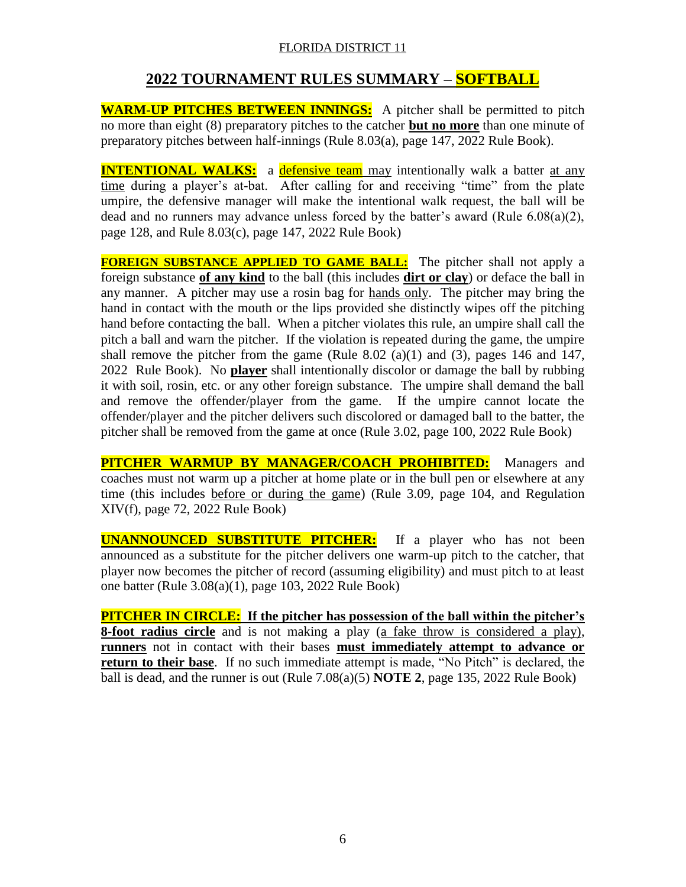FLORIDA DISTRICT 11

# 2022 TOURNAMENT RULES SUMMARY – SOFTBALL

**WARM-UP PITCHES BETWEEN INNINGS:** A pitcher shall be permitted to pitch no more than eight (8) preparatory pitches to the catcher **but no more** than one minute of preparatory pitches between half-innings (Rule 8.03(a), page 147, 2022 Rule Book).

**INTENTIONAL WALKS:** a defensive team may intentionally walk a batter at any time during a player's at-bat. After calling for and receiving "time" from the plate umpire, the defensive manager will make the intentional walk request, the ball will be dead and no runners may advance unless forced by the batter's award (Rule 6.08(a)(2), page 128, and Rule 8.03(c), page 147, 2022 Rule Book)

**FOREIGN SUBSTANCE APPLIED TO GAME BALL:** The pitcher shall not apply a foreign substance **of any kind** to the ball (this includes **dirt or clay**) or deface the ball in any manner. A pitcher may use a rosin bag for hands only. The pitcher may bring the hand in contact with the mouth or the lips provided she distinctly wipes off the pitching hand before contacting the ball. When a pitcher violates this rule, an umpire shall call the pitch a ball and warn the pitcher. If the violation is repeated during the game, the umpire shall remove the pitcher from the game (Rule 8.02 (a)(1) and (3), pages 146 and 147, 2022 Rule Book). No **player** shall intentionally discolor or damage the ball by rubbing it with soil, rosin, etc. or any other foreign substance. The umpire shall demand the ball and remove the offender/player from the game. If the umpire cannot locate the offender/player and the pitcher delivers such discolored or damaged ball to the batter, the pitcher shall be removed from the game at once (Rule 3.02, page 100, 2022 Rule Book)

**PITCHER WARMUP BY MANAGER/COACH PROHIBITED:** Managers and coaches must not warm up a pitcher at home plate or in the bull pen or elsewhere at any time (this includes before or during the game) (Rule 3.09, page 104, and Regulation XIV(f), page 72, 2022 Rule Book)

**UNANNOUNCED SUBSTITUTE PITCHER:** If a player who has not been announced as a substitute for the pitcher delivers one warm-up pitch to the catcher, that player now becomes the pitcher of record (assuming eligibility) and must pitch to at least one batter (Rule 3.08(a)(1), page 103, 2022 Rule Book)

**PITCHER IN CIRCLE:** **If the pitcher has possession of the ball within the pitcher's 8-foot radius circle** and is not making a play (a fake throw is considered a play), **runners** not in contact with their bases **must immediately attempt to advance or return to their base**. If no such immediate attempt is made, "No Pitch" is declared, the ball is dead, and the runner is out (Rule 7.08(a)(5) **NOTE 2**, page 135, 2022 Rule Book)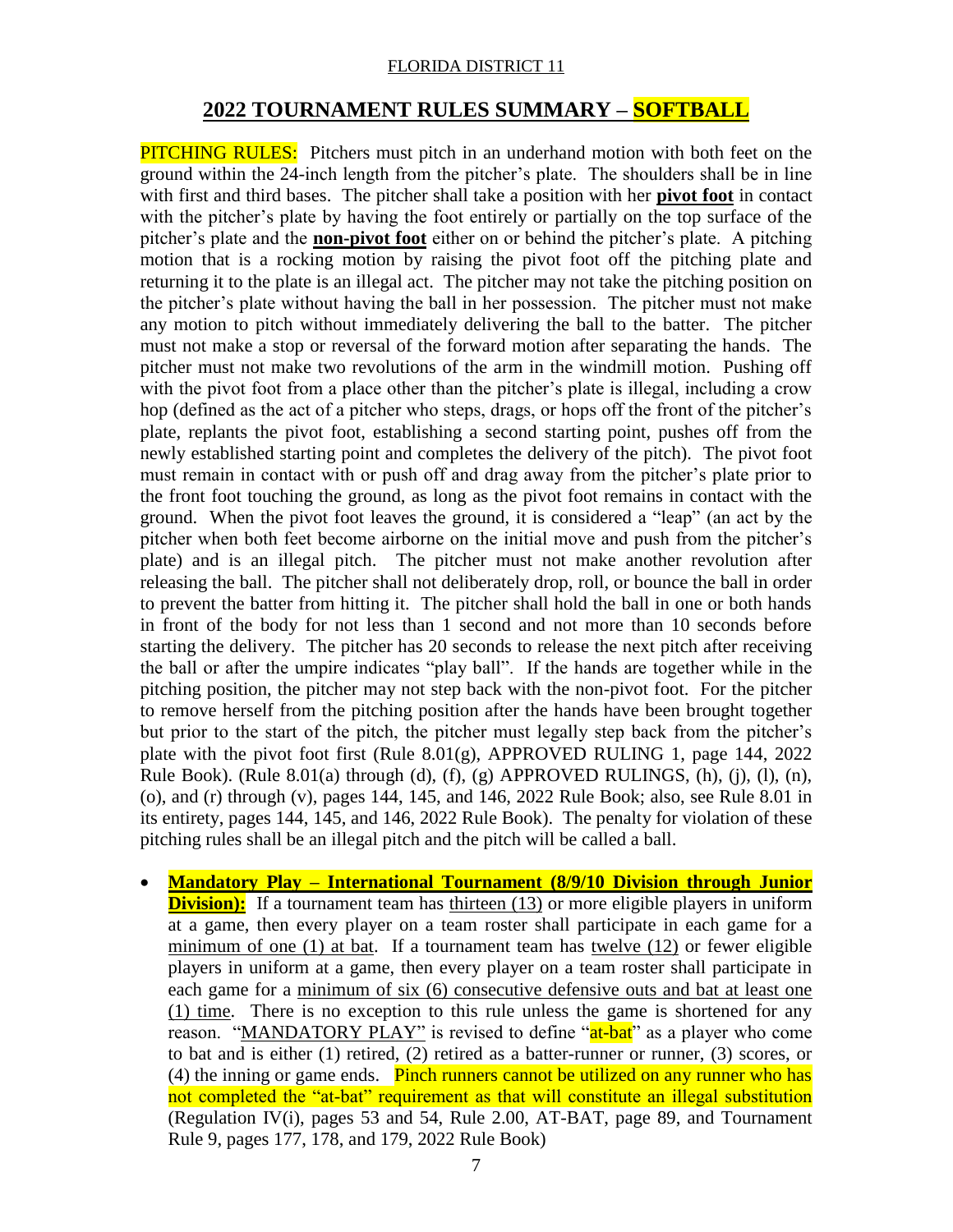FLORIDA DISTRICT 11

## 2022 TOURNAMENT RULES SUMMARY – SOFTBALL

PITCHING RULES: Pitchers must pitch in an underhand motion with both feet on the ground within the 24-inch length from the pitcher's plate. The shoulders shall be in line with first and third bases. The pitcher shall take a position with her **pivot foot** in contact with the pitcher's plate by having the foot entirely or partially on the top surface of the pitcher's plate and the **non-pivot foot** either on or behind the pitcher's plate. A pitching motion that is a rocking motion by raising the pivot foot off the pitching plate and returning it to the plate is an illegal act. The pitcher may not take the pitching position on the pitcher's plate without having the ball in her possession. The pitcher must not make any motion to pitch without immediately delivering the ball to the batter. The pitcher must not make a stop or reversal of the forward motion after separating the hands. The pitcher must not make two revolutions of the arm in the windmill motion. Pushing off with the pivot foot from a place other than the pitcher's plate is illegal, including a crow hop (defined as the act of a pitcher who steps, drags, or hops off the front of the pitcher's plate, replants the pivot foot, establishing a second starting point, pushes off from the newly established starting point and completes the delivery of the pitch). The pivot foot must remain in contact with or push off and drag away from the pitcher's plate prior to the front foot touching the ground, as long as the pivot foot remains in contact with the ground. When the pivot foot leaves the ground, it is considered a "leap" (an act by the pitcher when both feet become airborne on the initial move and push from the pitcher's plate) and is an illegal pitch. The pitcher must not make another revolution after releasing the ball. The pitcher shall not deliberately drop, roll, or bounce the ball in order to prevent the batter from hitting it. The pitcher shall hold the ball in one or both hands in front of the body for not less than 1 second and not more than 10 seconds before starting the delivery. The pitcher has 20 seconds to release the next pitch after receiving the ball or after the umpire indicates "play ball". If the hands are together while in the pitching position, the pitcher may not step back with the non-pivot foot. For the pitcher to remove herself from the pitching position after the hands have been brought together but prior to the start of the pitch, the pitcher must legally step back from the pitcher's plate with the pivot foot first (Rule 8.01(g), APPROVED RULING 1, page 144, 2022 Rule Book). (Rule 8.01(a) through (d), (f), (g) APPROVED RULINGS, (h), (j), (l), (n), (o), and (r) through (v), pages 144, 145, and 146, 2022 Rule Book; also, see Rule 8.01 in its entirety, pages 144, 145, and 146, 2022 Rule Book). The penalty for violation of these pitching rules shall be an illegal pitch and the pitch will be called a ball.

- **Mandatory Play – International Tournament (8/9/10 Division through Junior Division):** If a tournament team has thirteen (13) or more eligible players in uniform at a game, then every player on a team roster shall participate in each game for a minimum of one (1) at bat. If a tournament team has twelve (12) or fewer eligible players in uniform at a game, then every player on a team roster shall participate in each game for a minimum of six (6) consecutive defensive outs and bat at least one (1) time. There is no exception to this rule unless the game is shortened for any reason. "MANDATORY PLAY" is revised to define "at-bat" as a player who come to bat and is either (1) retired, (2) retired as a batter-runner or runner, (3) scores, or (4) the inning or game ends. Pinch runners cannot be utilized on any runner who has not completed the "at-bat" requirement as that will constitute an illegal substitution (Regulation IV(i), pages 53 and 54, Rule 2.00, AT-BAT, page 89, and Tournament Rule 9, pages 177, 178, and 179, 2022 Rule Book)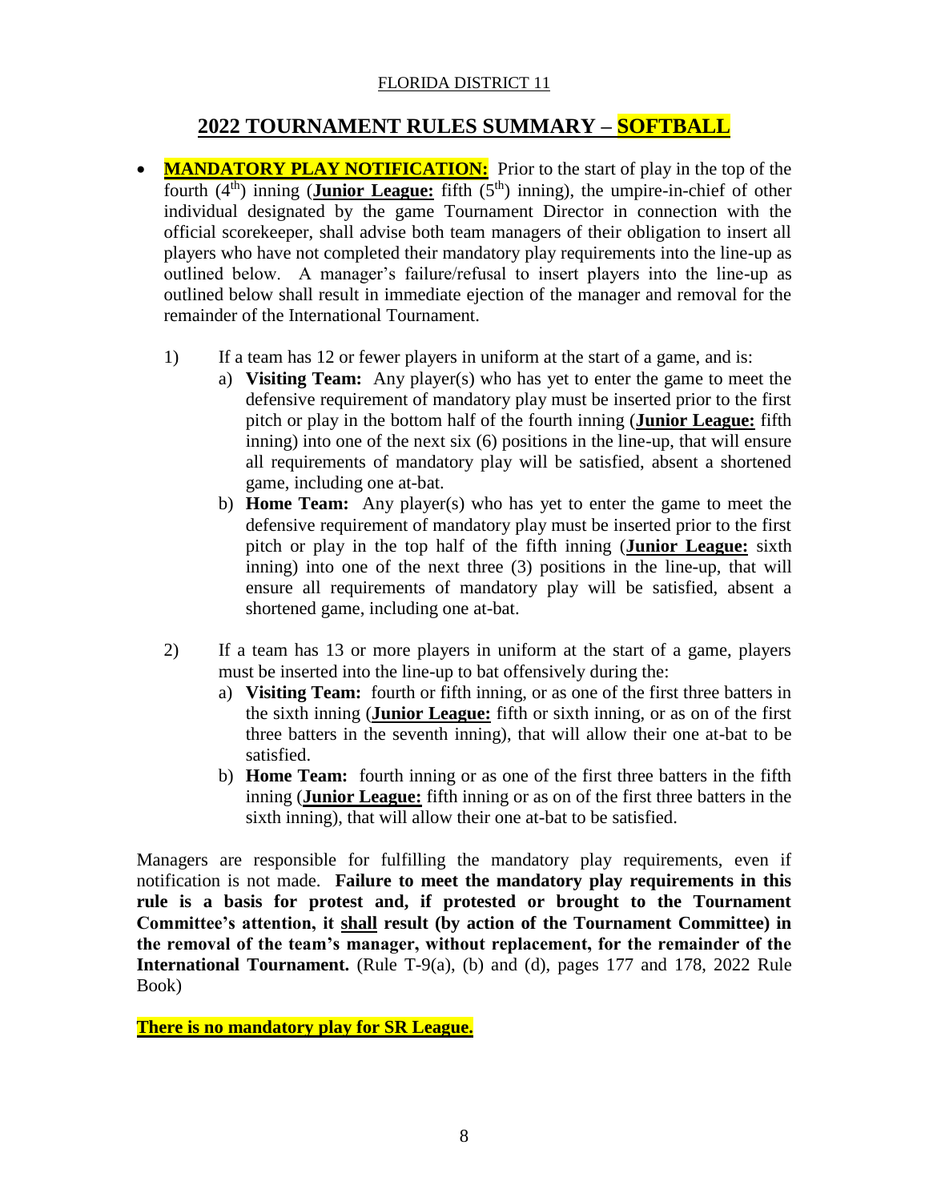FLORIDA DISTRICT 11

## 2022 TOURNAMENT RULES SUMMARY – SOFTBALL

- **MANDATORY PLAY NOTIFICATION:** Prior to the start of play in the top of the fourth (4th) inning (**Junior League:** fifth (5th) inning), the umpire-in-chief of other individual designated by the game Tournament Director in connection with the official scorekeeper, shall advise both team managers of their obligation to insert all players who have not completed their mandatory play requirements into the line-up as outlined below. A manager's failure/refusal to insert players into the line-up as outlined below shall result in immediate ejection of the manager and removal for the remainder of the International Tournament.

  1) If a team has 12 or fewer players in uniform at the start of a game, and is:
     a) **Visiting Team:** Any player(s) who has yet to enter the game to meet the defensive requirement of mandatory play must be inserted prior to the first pitch or play in the bottom half of the fourth inning (**Junior League:** fifth inning) into one of the next six (6) positions in the line-up, that will ensure all requirements of mandatory play will be satisfied, absent a shortened game, including one at-bat.
     b) **Home Team:** Any player(s) who has yet to enter the game to meet the defensive requirement of mandatory play must be inserted prior to the first pitch or play in the top half of the fifth inning (**Junior League:** sixth inning) into one of the next three (3) positions in the line-up, that will ensure all requirements of mandatory play will be satisfied, absent a shortened game, including one at-bat.

  2) If a team has 13 or more players in uniform at the start of a game, players must be inserted into the line-up to bat offensively during the:
     a) **Visiting Team:** fourth or fifth inning, or as one of the first three batters in the sixth inning (**Junior League:** fifth or sixth inning, or as on of the first three batters in the seventh inning), that will allow their one at-bat to be satisfied.
     b) **Home Team:** fourth inning or as one of the first three batters in the fifth inning (**Junior League:** fifth inning or as on of the first three batters in the sixth inning), that will allow their one at-bat to be satisfied.

Managers are responsible for fulfilling the mandatory play requirements, even if notification is not made. **Failure to meet the mandatory play requirements in this rule is a basis for protest and, if protested or brought to the Tournament Committee's attention, it shall result (by action of the Tournament Committee) in the removal of the team's manager, without replacement, for the remainder of the International Tournament.** (Rule T-9(a), (b) and (d), pages 177 and 178, 2022 Rule Book)

**There is no mandatory play for SR League.**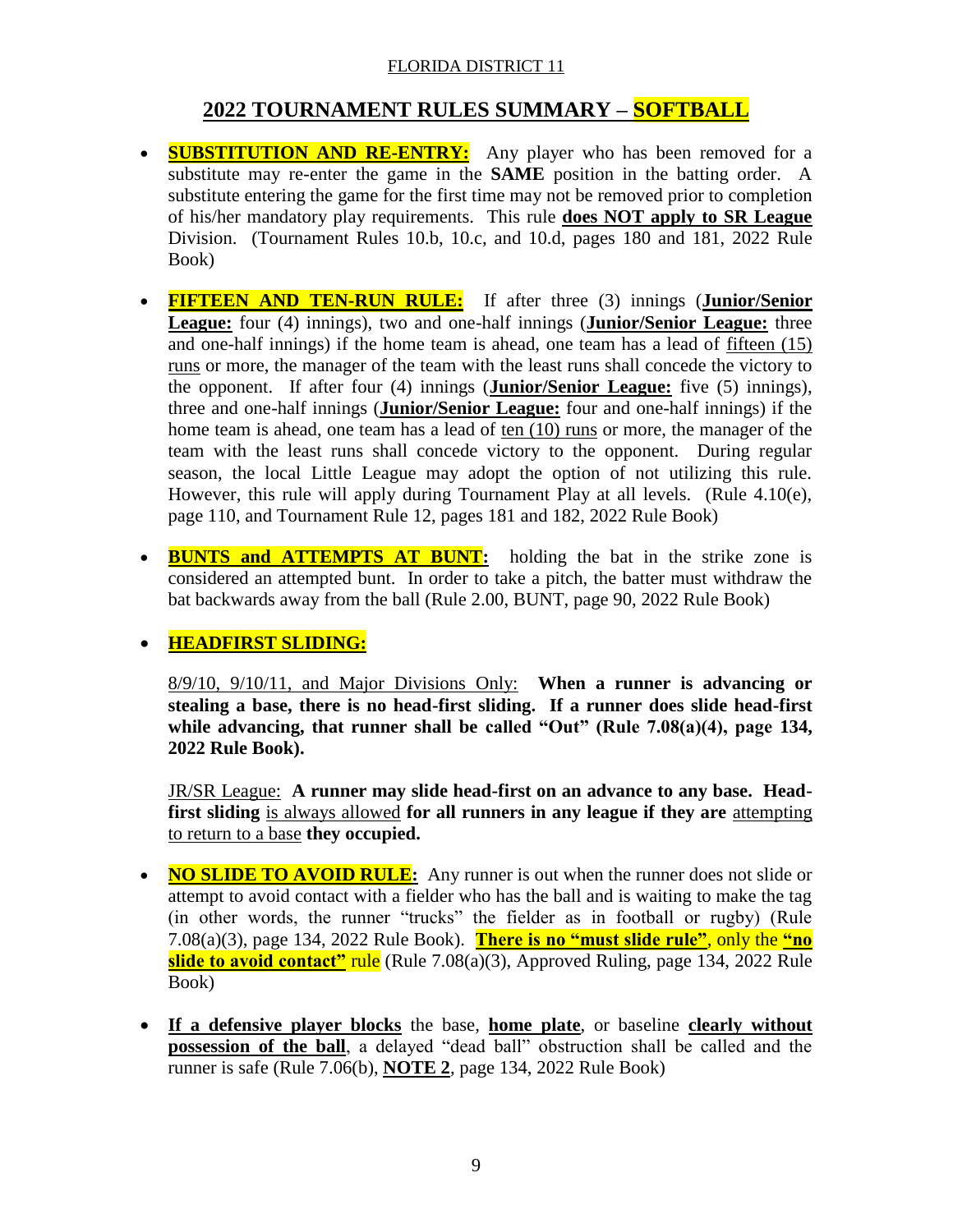FLORIDA DISTRICT 11

# 2022 TOURNAMENT RULES SUMMARY – SOFTBALL

- **SUBSTITUTION AND RE-ENTRY:** Any player who has been removed for a substitute may re-enter the game in the **SAME** position in the batting order. A substitute entering the game for the first time may not be removed prior to completion of his/her mandatory play requirements. This rule **does NOT apply to SR League** Division. (Tournament Rules 10.b, 10.c, and 10.d, pages 180 and 181, 2022 Rule Book)

- **FIFTEEN AND TEN-RUN RULE:** If after three (3) innings (**Junior/Senior League:** four (4) innings), two and one-half innings (**Junior/Senior League:** three and one-half innings) if the home team is ahead, one team has a lead of fifteen (15) runs or more, the manager of the team with the least runs shall concede the victory to the opponent. If after four (4) innings (**Junior/Senior League:** five (5) innings), three and one-half innings (**Junior/Senior League:** four and one-half innings) if the home team is ahead, one team has a lead of ten (10) runs or more, the manager of the team with the least runs shall concede victory to the opponent. During regular season, the local Little League may adopt the option of not utilizing this rule. However, this rule will apply during Tournament Play at all levels. (Rule 4.10(e), page 110, and Tournament Rule 12, pages 181 and 182, 2022 Rule Book)

- **BUNTS and ATTEMPTS AT BUNT:** holding the bat in the strike zone is considered an attempted bunt. In order to take a pitch, the batter must withdraw the bat backwards away from the ball (Rule 2.00, BUNT, page 90, 2022 Rule Book)

- **HEADFIRST SLIDING:**

  8/9/10, 9/10/11, and Major Divisions Only: **When a runner is advancing or stealing a base, there is no head-first sliding. If a runner does slide head-first while advancing, that runner shall be called "Out" (Rule 7.08(a)(4), page 134, 2022 Rule Book).**

  JR/SR League: **A runner may slide head-first on an advance to any base. Head-first sliding** is always allowed **for all runners in any league if they are** attempting to return to a base **they occupied.**

- **NO SLIDE TO AVOID RULE:** Any runner is out when the runner does not slide or attempt to avoid contact with a fielder who has the ball and is waiting to make the tag (in other words, the runner "trucks" the fielder as in football or rugby) (Rule 7.08(a)(3), page 134, 2022 Rule Book). **There is no "must slide rule"**, only the **"no slide to avoid contact"** rule (Rule 7.08(a)(3), Approved Ruling, page 134, 2022 Rule Book)

- **If a defensive player blocks** the base, **home plate**, or baseline **clearly without possession of the ball**, a delayed "dead ball" obstruction shall be called and the runner is safe (Rule 7.06(b), **NOTE 2**, page 134, 2022 Rule Book)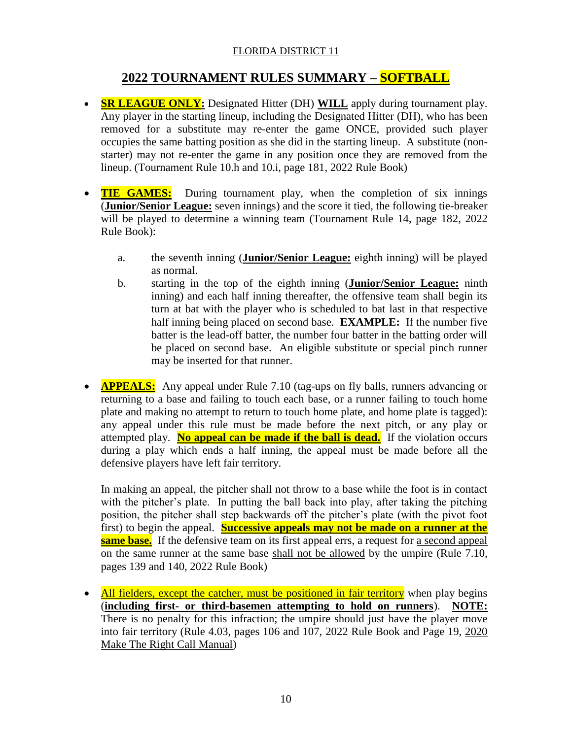FLORIDA DISTRICT 11

## 2022 TOURNAMENT RULES SUMMARY – SOFTBALL

- **SR LEAGUE ONLY:** Designated Hitter (DH) **WILL** apply during tournament play. Any player in the starting lineup, including the Designated Hitter (DH), who has been removed for a substitute may re-enter the game ONCE, provided such player occupies the same batting position as she did in the starting lineup. A substitute (non-starter) may not re-enter the game in any position once they are removed from the lineup. (Tournament Rule 10.h and 10.i, page 181, 2022 Rule Book)

- **TIE GAMES:** During tournament play, when the completion of six innings (**Junior/Senior League:** seven innings) and the score it tied, the following tie-breaker will be played to determine a winning team (Tournament Rule 14, page 182, 2022 Rule Book):

  a. the seventh inning (**Junior/Senior League:** eighth inning) will be played as normal.

  b. starting in the top of the eighth inning (**Junior/Senior League:** ninth inning) and each half inning thereafter, the offensive team shall begin its turn at bat with the player who is scheduled to bat last in that respective half inning being placed on second base. **EXAMPLE:** If the number five batter is the lead-off batter, the number four batter in the batting order will be placed on second base. An eligible substitute or special pinch runner may be inserted for that runner.

- **APPEALS:** Any appeal under Rule 7.10 (tag-ups on fly balls, runners advancing or returning to a base and failing to touch each base, or a runner failing to touch home plate and making no attempt to return to touch home plate, and home plate is tagged): any appeal under this rule must be made before the next pitch, or any play or attempted play. **No appeal can be made if the ball is dead.** If the violation occurs during a play which ends a half inning, the appeal must be made before all the defensive players have left fair territory.

  In making an appeal, the pitcher shall not throw to a base while the foot is in contact with the pitcher's plate. In putting the ball back into play, after taking the pitching position, the pitcher shall step backwards off the pitcher's plate (with the pivot foot first) to begin the appeal. **Successive appeals may not be made on a runner at the same base.** If the defensive team on its first appeal errs, a request for a second appeal on the same runner at the same base shall not be allowed by the umpire (Rule 7.10, pages 139 and 140, 2022 Rule Book)

- All fielders, except the catcher, must be positioned in fair territory when play begins (**including first- or third-basemen attempting to hold on runners**). **NOTE:** There is no penalty for this infraction; the umpire should just have the player move into fair territory (Rule 4.03, pages 106 and 107, 2022 Rule Book and Page 19, 2020 Make The Right Call Manual)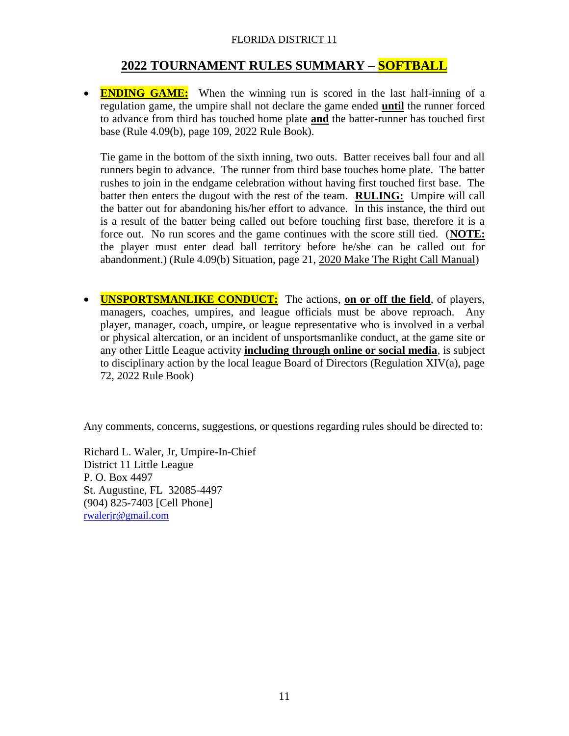FLORIDA DISTRICT 11

## 2022 TOURNAMENT RULES SUMMARY – SOFTBALL

- **ENDING GAME:** When the winning run is scored in the last half-inning of a regulation game, the umpire shall not declare the game ended **until** the runner forced to advance from third has touched home plate **and** the batter-runner has touched first base (Rule 4.09(b), page 109, 2022 Rule Book).

  Tie game in the bottom of the sixth inning, two outs. Batter receives ball four and all runners begin to advance. The runner from third base touches home plate. The batter rushes to join in the endgame celebration without having first touched first base. The batter then enters the dugout with the rest of the team. **RULING:** Umpire will call the batter out for abandoning his/her effort to advance. In this instance, the third out is a result of the batter being called out before touching first base, therefore it is a force out. No run scores and the game continues with the score still tied. (**NOTE:** the player must enter dead ball territory before he/she can be called out for abandonment.) (Rule 4.09(b) Situation, page 21, 2020 Make The Right Call Manual)

- **UNSPORTSMANLIKE CONDUCT:** The actions, **on or off the field**, of players, managers, coaches, umpires, and league officials must be above reproach. Any player, manager, coach, umpire, or league representative who is involved in a verbal or physical altercation, or an incident of unsportsmanlike conduct, at the game site or any other Little League activity **including through online or social media**, is subject to disciplinary action by the local league Board of Directors (Regulation XIV(a), page 72, 2022 Rule Book)

Any comments, concerns, suggestions, or questions regarding rules should be directed to:

Richard L. Waler, Jr, Umpire-In-Chief
District 11 Little League
P. O. Box 4497
St. Augustine, FL 32085-4497
(904) 825-7403 [Cell Phone]
rwalerjr@gmail.com